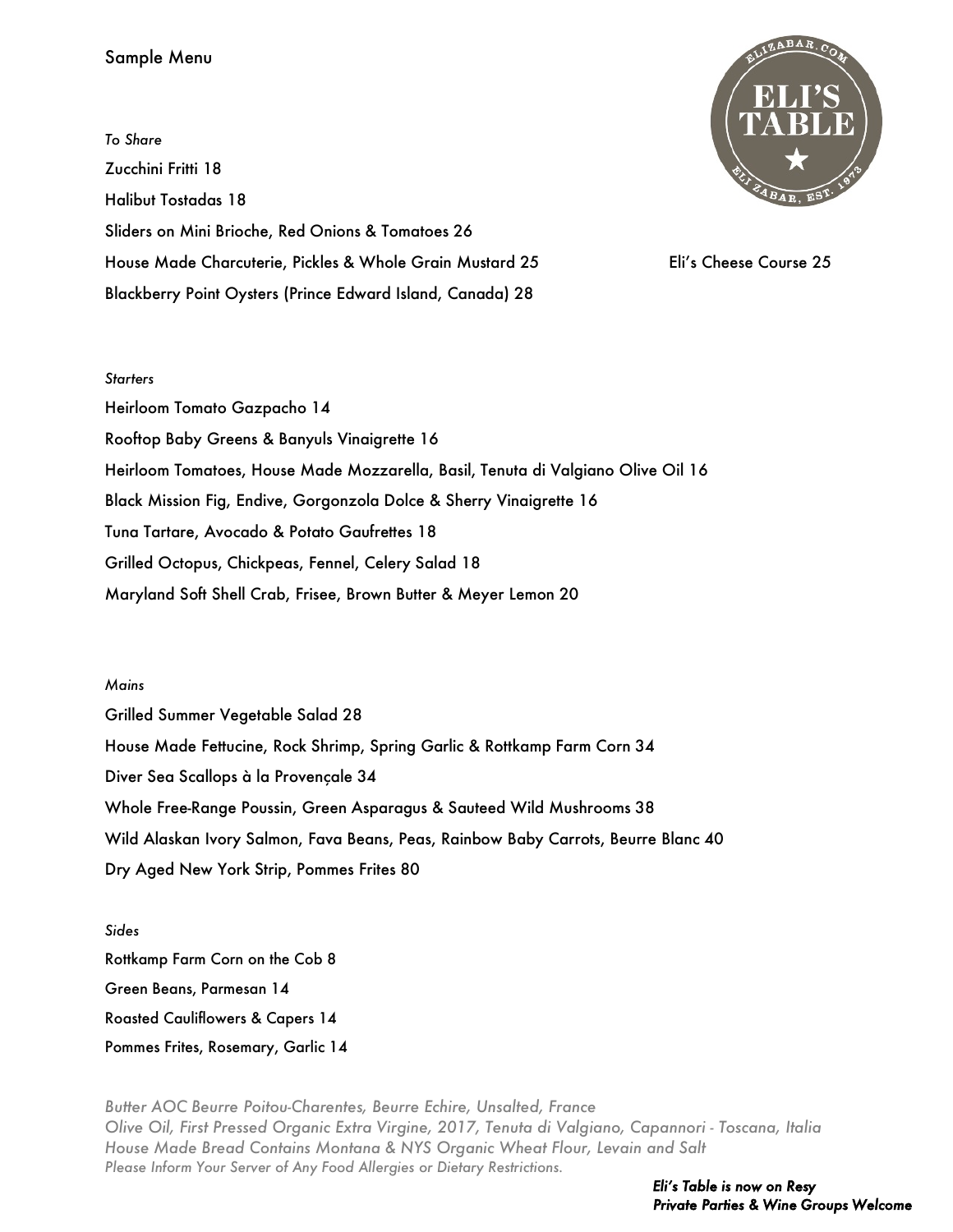Sample Menu

*To Share*

Zucchini Fritti 18

Halibut Tostadas 18

Sliders on Mini Brioche, Red Onions & Tomatoes 26

House Made Charcuterie, Pickles & Whole Grain Mustard 25

Eli's Cheese Course 25

Blackberry Point Oysters (Prince Edward Island, Canada) 28

*Starters*

Heirloom Tomato Gazpacho 14

Rooftop Baby Greens & Banyuls Vinaigrette 16

Heirloom Tomatoes, House Made Mozzarella, Basil, Tenuta di Valgiano Olive Oil 16

Black Mission Fig, Endive, Gorgonzola Dolce & Sherry Vinaigrette 16

Tuna Tartare, Avocado & Potato Gaufrettes 18

Grilled Octopus, Chickpeas, Fennel, Celery Salad 18

Maryland Soft Shell Crab, Frisee, Brown Butter & Meyer Lemon 20

*Mains*

Grilled Summer Vegetable Salad 28

House Made Fettucine, Rock Shrimp, Spring Garlic & Rottkamp Farm Corn 34

Diver Sea Scallops à la Provençale 34

Whole Free-Range Poussin, Green Asparagus & Sauteed Wild Mushrooms 38

Wild Alaskan Ivory Salmon, Fava Beans, Peas, Rainbow Baby Carrots, Beurre Blanc 40

Dry Aged New York Strip, Pommes Frites 80

*Sides*

Rottkamp Farm Corn on the Cob 8

Green Beans, Parmesan 14

Roasted Cauliflowers & Capers 14

Pommes Frites, Rosemary, Garlic 14

*Butter AOC Beurre Poitou-Charentes, Beurre Echire, Unsalted, France*
*Olive Oil, First Pressed Organic Extra Virgine, 2017, Tenuta di Valgiano, Capannori - Toscana, Italia*
*House Made Bread Contains Montana & NYS Organic Wheat Flour, Levain and Salt*
*Please Inform Your Server of Any Food Allergies or Dietary Restrictions.*

*Eli's Table is now on Resy*
*Private Parties & Wine Groups Welcome*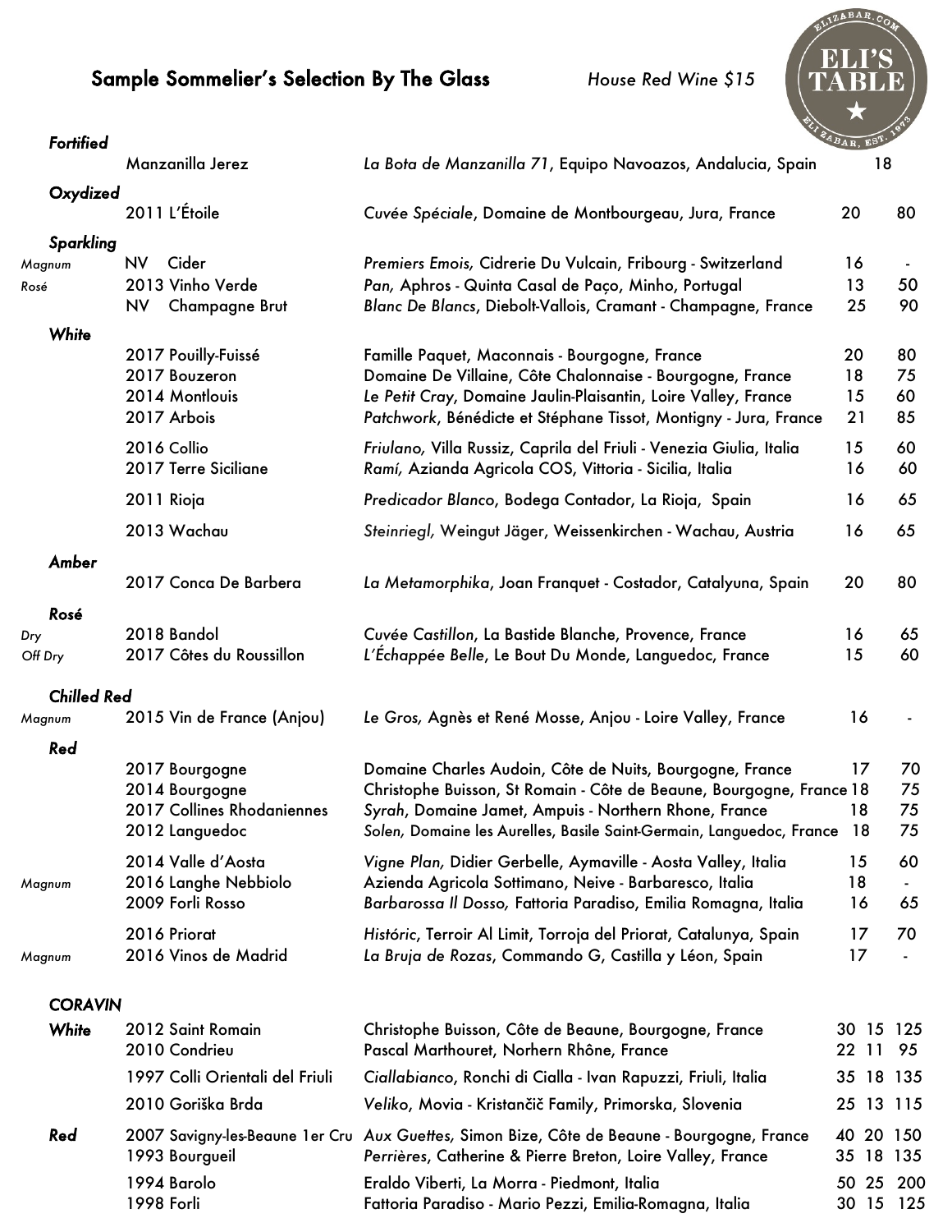# Sample Sommelier's Selection By The Glass

*House Red Wine $15*

ELI'S TABLE ★ ELIZABAR.COM · ELI ZABAR, EST. 1973

| | | | | | |
|---|---|---|---|---|---|
| ***Fortified*** | | | | | |
| | Manzanilla Jerez | *La Bota de Manzanilla 71*, Equipo Navoazos, Andalucia, Spain | 18 | | |
| ***Oxydized*** | | | | | |
| | 2011 L'Étoile | *Cuvée Spéciale*, Domaine de Montbourgeau, Jura, France | 20 | 80 | |
| ***Sparkling*** | | | | | |
| *Magnum* | NV Cider | *Premiers Emois*, Cidrerie Du Vulcain, Fribourg - Switzerland | 16 | - | |
| *Rosé* | 2013 Vinho Verde | *Pan*, Aphros - Quinta Casal de Paço, Minho, Portugal | 13 | 50 | |
| | NV Champagne Brut | *Blanc De Blancs*, Diebolt-Vallois, Cramant - Champagne, France | 25 | 90 | |
| ***White*** | | | | | |
| | 2017 Pouilly-Fuissé | Famille Paquet, Maconnais - Bourgogne, France | 20 | 80 | |
| | 2017 Bouzeron | Domaine De Villaine, Côte Chalonnaise - Bourgogne, France | 18 | 75 | |
| | 2014 Montlouis | *Le Petit Cray*, Domaine Jaulin-Plaisantin, Loire Valley, France | 15 | 60 | |
| | 2017 Arbois | *Patchwork*, Bénédicte et Stéphane Tissot, Montigny - Jura, France | 21 | 85 | |
| | 2016 Collio | *Friulano*, Villa Russiz, Caprila del Friuli - Venezia Giulia, Italia | 15 | 60 | |
| | 2017 Terre Siciliane | *Rami*, Azianda Agricola COS, Vittoria - Sicilia, Italia | 16 | 60 | |
| | 2011 Rioja | *Predicador Blanco*, Bodega Contador, La Rioja, Spain | 16 | 65 | |
| | 2013 Wachau | *Steinriegl*, Weingut Jäger, Weissenkirchen - Wachau, Austria | 16 | 65 | |
| ***Amber*** | | | | | |
| | 2017 Conca De Barbera | *La Metamorphika*, Joan Franquet - Costador, Catalyuna, Spain | 20 | 80 | |
| ***Rosé*** | | | | | |
| *Dry* | 2018 Bandol | *Cuvée Castillon*, La Bastide Blanche, Provence, France | 16 | 65 | |
| *Off Dry* | 2017 Côtes du Roussillon | *L'Échappée Belle*, Le Bout Du Monde, Languedoc, France | 15 | 60 | |
| ***Chilled Red*** | | | | | |
| *Magnum* | 2015 Vin de France (Anjou) | *Le Gros*, Agnès et René Mosse, Anjou - Loire Valley, France | 16 | - | |
| ***Red*** | | | | | |
| | 2017 Bourgogne | Domaine Charles Audoin, Côte de Nuits, Bourgogne, France | 17 | 70 | |
| | 2014 Bourgogne | Christophe Buisson, St Romain - Côte de Beaune, Bourgogne, France | 18 | 75 | |
| | 2017 Collines Rhodaniennes | *Syrah*, Domaine Jamet, Ampuis - Northern Rhone, France | 18 | 75 | |
| | 2012 Languedoc | *Solen*, Domaine les Aurelles, Basile Saint-Germain, Languedoc, France | 18 | 75 | |
| | 2014 Valle d'Aosta | *Vigne Plan*, Didier Gerbelle, Aymaville - Aosta Valley, Italia | 15 | 60 | |
| *Magnum* | 2016 Langhe Nebbiolo | Azienda Agricola Sottimano, Neive - Barbaresco, Italia | 18 | - | |
| | 2009 Forli Rosso | *Barbarossa Il Dosso*, Fattoria Paradiso, Emilia Romagna, Italia | 16 | 65 | |
| | 2016 Priorat | *Históric*, Terroir Al Limit, Torroja del Priorat, Catalunya, Spain | 17 | 70 | |
| *Magnum* | 2016 Vinos de Madrid | *La Bruja de Rozas*, Commando G, Castilla y Léon, Spain | 17 | - | |
| ***CORAVIN*** | | | | | |
| ***White*** | 2012 Saint Romain | Christophe Buisson, Côte de Beaune, Bourgogne, France | 30 | 15 | 125 |
| | 2010 Condrieu | Pascal Marthouret, Norhern Rhône, France | 22 | 11 | 95 |
| | 1997 Colli Orientali del Friuli | *Ciallabianco*, Ronchi di Cialla - Ivan Rapuzzi, Friuli, Italia | 35 | 18 | 135 |
| | 2010 Goriška Brda | *Veliko*, Movia - Kristančič Family, Primorska, Slovenia | 25 | 13 | 115 |
| ***Red*** | 2007 Savigny-les-Beaune 1er Cru | *Aux Guettes*, Simon Bize, Côte de Beaune - Bourgogne, France | 40 | 20 | 150 |
| | 1993 Bourgueil | *Perrières*, Catherine & Pierre Breton, Loire Valley, France | 35 | 18 | 135 |
| | 1994 Barolo | Eraldo Viberti, La Morra - Piedmont, Italia | 50 | 25 | 200 |
| | 1998 Forli | Fattoria Paradiso - Mario Pezzi, Emilia-Romagna, Italia | 30 | 15 | 125 |